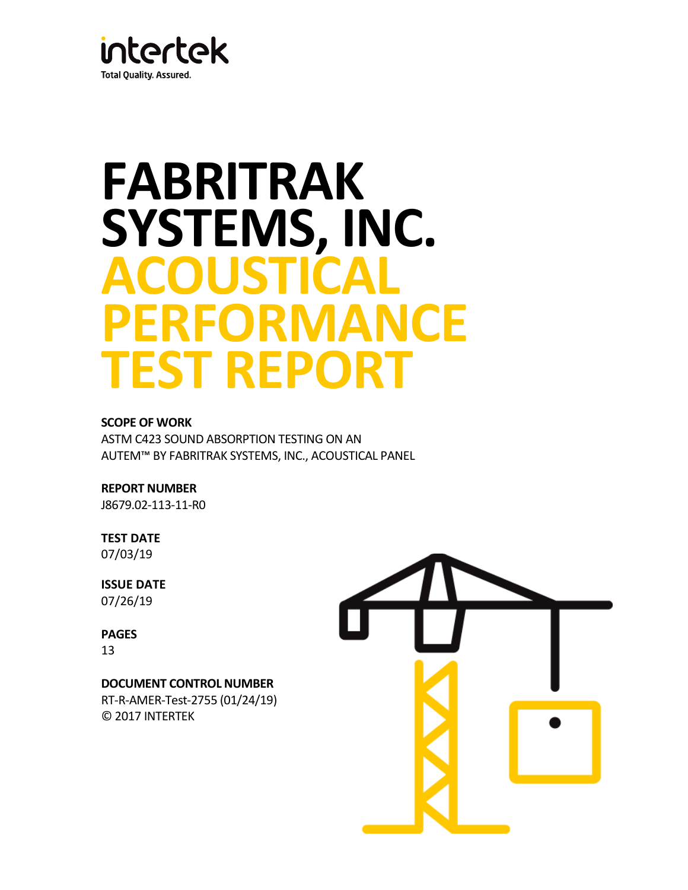intertek

Total Quality. Assured.

# FABRITRAK SYSTEMS, INC. ACOUSTICAL PERFORMANCE TEST REPORT

**SCOPE OF WORK**

ASTM C423 SOUND ABSORPTION TESTING ON AN AUTEM™ BY FABRITRAK SYSTEMS, INC., ACOUSTICAL PANEL

**REPORT NUMBER**

J8679.02-113-11-R0

**TEST DATE**

07/03/19

**ISSUE DATE**

07/26/19

**PAGES**

13

**DOCUMENT CONTROL NUMBER**

RT-R-AMER-Test-2755 (01/24/19)

© 2017 INTERTEK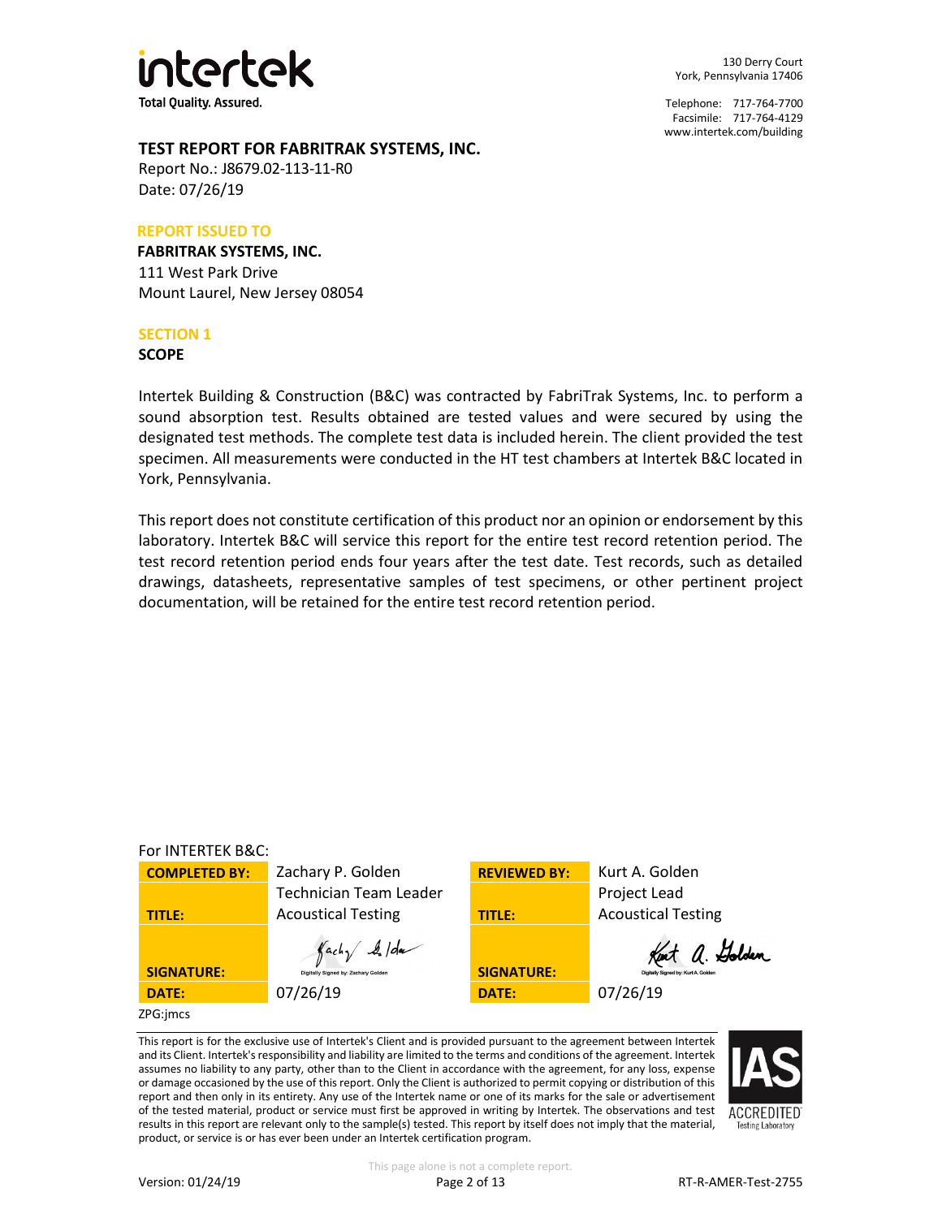intertek
Total Quality. Assured.

130 Derry Court
York, Pennsylvania 17406

Telephone: 717-764-7700
Facsimile: 717-764-4129
www.intertek.com/building

## TEST REPORT FOR FABRITRAK SYSTEMS, INC.

Report No.: J8679.02-113-11-R0
Date: 07/26/19

**REPORT ISSUED TO**

**FABRITRAK SYSTEMS, INC.**
111 West Park Drive
Mount Laurel, New Jersey 08054

**SECTION 1**

**SCOPE**

Intertek Building & Construction (B&C) was contracted by FabriTrak Systems, Inc. to perform a sound absorption test. Results obtained are tested values and were secured by using the designated test methods. The complete test data is included herein. The client provided the test specimen. All measurements were conducted in the HT test chambers at Intertek B&C located in York, Pennsylvania.

This report does not constitute certification of this product nor an opinion or endorsement by this laboratory. Intertek B&C will service this report for the entire test record retention period. The test record retention period ends four years after the test date. Test records, such as detailed drawings, datasheets, representative samples of test specimens, or other pertinent project documentation, will be retained for the entire test record retention period.

For INTERTEK B&C:

| | | | |
|---|---|---|---|
| **COMPLETED BY:** | Zachary P. Golden | **REVIEWED BY:** | Kurt A. Golden |
| **TITLE:** | Technician Team Leader<br>Acoustical Testing | **TITLE:** | Project Lead<br>Acoustical Testing |
| **SIGNATURE:** | Digitally Signed by: Zachary Golden | **SIGNATURE:** | Digitally Signed by: Kurt A. Golden |
| **DATE:** | 07/26/19 | **DATE:** | 07/26/19 |

ZPG:jmcs

This report is for the exclusive use of Intertek's Client and is provided pursuant to the agreement between Intertek and its Client. Intertek's responsibility and liability are limited to the terms and conditions of the agreement. Intertek assumes no liability to any party, other than to the Client in accordance with the agreement, for any loss, expense or damage occasioned by the use of this report. Only the Client is authorized to permit copying or distribution of this report and then only in its entirety. Any use of the Intertek name or one of its marks for the sale or advertisement of the tested material, product or service must first be approved in writing by Intertek. The observations and test results in this report are relevant only to the sample(s) tested. This report by itself does not imply that the material, product, or service is or has ever been under an Intertek certification program.

IAS ACCREDITED Testing Laboratory

This page alone is not a complete report.

Version: 01/24/19 RT-R-AMER-Test-2755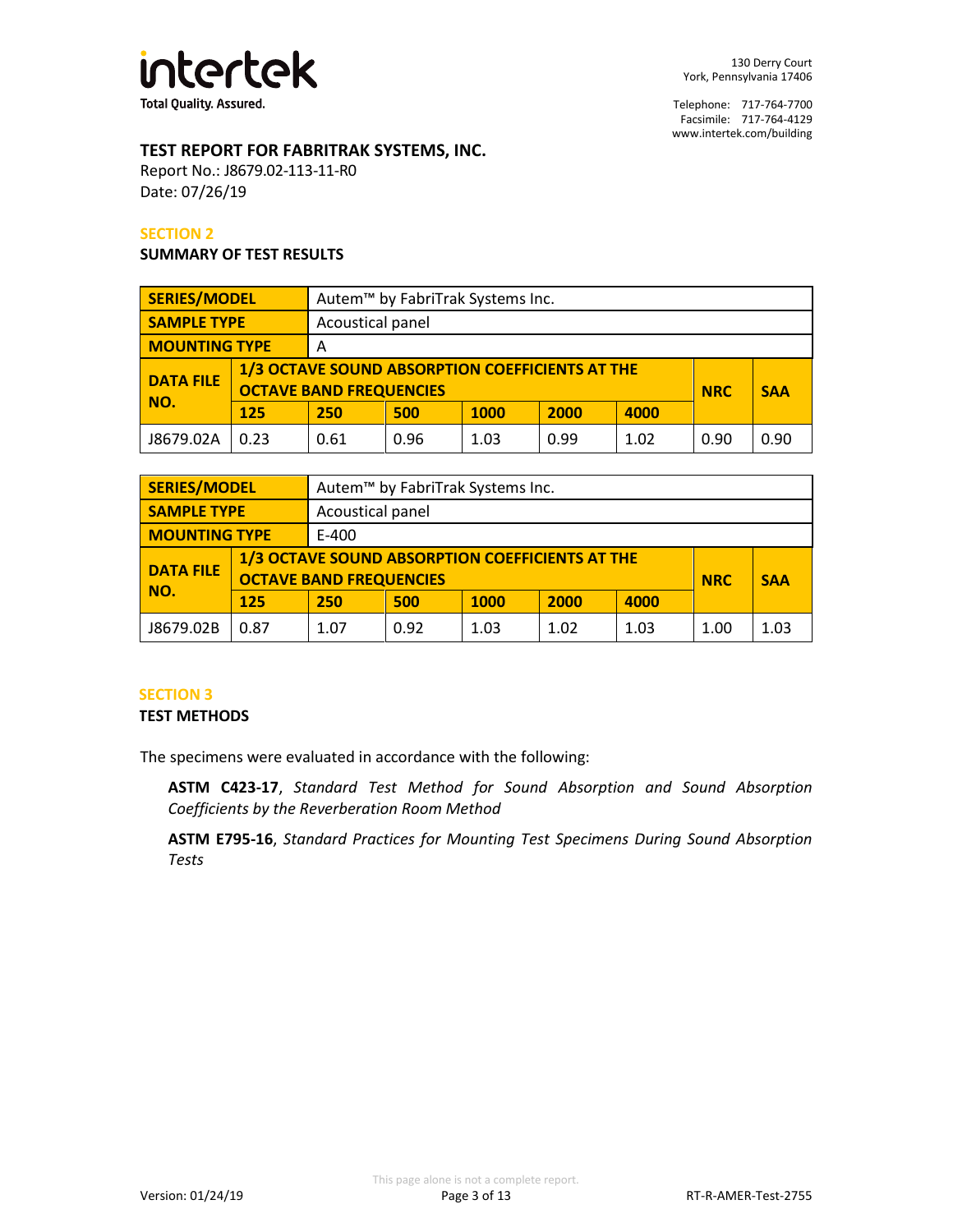**TEST REPORT FOR FABRITRAK SYSTEMS, INC.**

Report No.: J8679.02-113-11-R0
Date: 07/26/19

## SECTION 2

### SUMMARY OF TEST RESULTS

| SERIES/MODEL | Autem™ by FabriTrak Systems Inc. | | | | | | | |
|---|---|---|---|---|---|---|---|---|
| **SAMPLE TYPE** | Acoustical panel | | | | | | | |
| **MOUNTING TYPE** | A | | | | | | | |
| **DATA FILE NO.** | **1/3 OCTAVE SOUND ABSORPTION COEFFICIENTS AT THE OCTAVE BAND FREQUENCIES** | | | | | | **NRC** | **SAA** |
| | **125** | **250** | **500** | **1000** | **2000** | **4000** | | |
| J8679.02A | 0.23 | 0.61 | 0.96 | 1.03 | 0.99 | 1.02 | 0.90 | 0.90 |

| SERIES/MODEL | Autem™ by FabriTrak Systems Inc. | | | | | | | |
|---|---|---|---|---|---|---|---|---|
| **SAMPLE TYPE** | Acoustical panel | | | | | | | |
| **MOUNTING TYPE** | E-400 | | | | | | | |
| **DATA FILE NO.** | **1/3 OCTAVE SOUND ABSORPTION COEFFICIENTS AT THE OCTAVE BAND FREQUENCIES** | | | | | | **NRC** | **SAA** |
| | **125** | **250** | **500** | **1000** | **2000** | **4000** | | |
| J8679.02B | 0.87 | 1.07 | 0.92 | 1.03 | 1.02 | 1.03 | 1.00 | 1.03 |

## SECTION 3

### TEST METHODS

The specimens were evaluated in accordance with the following:

> **ASTM C423-17**, *Standard Test Method for Sound Absorption and Sound Absorption Coefficients by the Reverberation Room Method*
>
> **ASTM E795-16**, *Standard Practices for Mounting Test Specimens During Sound Absorption Tests*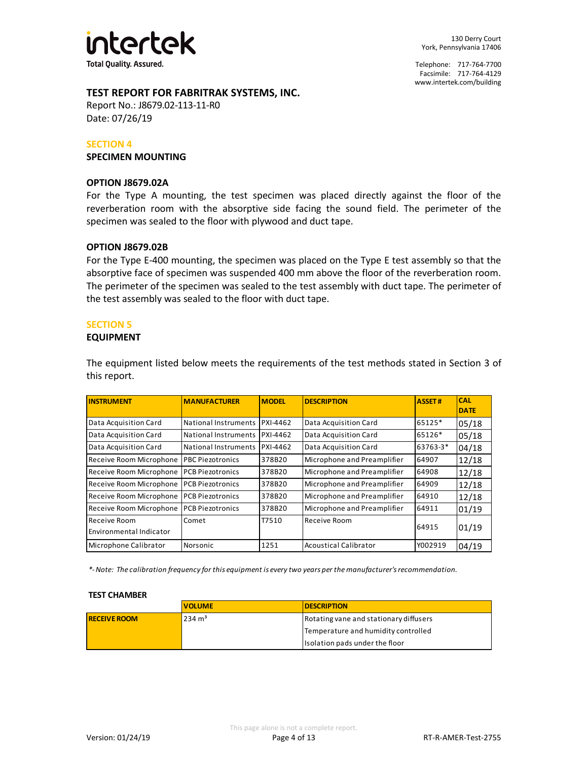**TEST REPORT FOR FABRITRAK SYSTEMS, INC.**

Report No.: J8679.02-113-11-R0

Date: 07/26/19

## SECTION 4

## SPECIMEN MOUNTING

### OPTION J8679.02A

For the Type A mounting, the test specimen was placed directly against the floor of the reverberation room with the absorptive side facing the sound field. The perimeter of the specimen was sealed to the floor with plywood and duct tape.

### OPTION J8679.02B

For the Type E-400 mounting, the specimen was placed on the Type E test assembly so that the absorptive face of specimen was suspended 400 mm above the floor of the reverberation room. The perimeter of the specimen was sealed to the test assembly with duct tape. The perimeter of the test assembly was sealed to the floor with duct tape.

## SECTION 5

## EQUIPMENT

The equipment listed below meets the requirements of the test methods stated in Section 3 of this report.

| INSTRUMENT | MANUFACTURER | MODEL | DESCRIPTION | ASSET # | CAL DATE |
|---|---|---|---|---|---|
| Data Acquisition Card | National Instruments | PXI-4462 | Data Acquisition Card | 65125* | 05/18 |
| Data Acquisition Card | National Instruments | PXI-4462 | Data Acquisition Card | 65126* | 05/18 |
| Data Acquisition Card | National Instruments | PXI-4462 | Data Acquisition Card | 63763-3* | 04/18 |
| Receive Room Microphone | PBC Piezotronics | 378B20 | Microphone and Preamplifier | 64907 | 12/18 |
| Receive Room Microphone | PCB Piezotronics | 378B20 | Microphone and Preamplifier | 64908 | 12/18 |
| Receive Room Microphone | PCB Piezotronics | 378B20 | Microphone and Preamplifier | 64909 | 12/18 |
| Receive Room Microphone | PCB Piezotronics | 378B20 | Microphone and Preamplifier | 64910 | 12/18 |
| Receive Room Microphone | PCB Piezotronics | 378B20 | Microphone and Preamplifier | 64911 | 01/19 |
| Receive Room Environmental Indicator | Comet | T7510 | Receive Room | 64915 | 01/19 |
| Microphone Calibrator | Norsonic | 1251 | Acoustical Calibrator | Y002919 | 04/19 |

*\*- Note: The calibration frequency for this equipment is every two years per the manufacturer's recommendation.*

**TEST CHAMBER**

| | VOLUME | DESCRIPTION |
|---|---|---|
| **RECEIVE ROOM** | 234 m³ | Rotating vane and stationary diffusers |
| | | Temperature and humidity controlled |
| | | Isolation pads under the floor |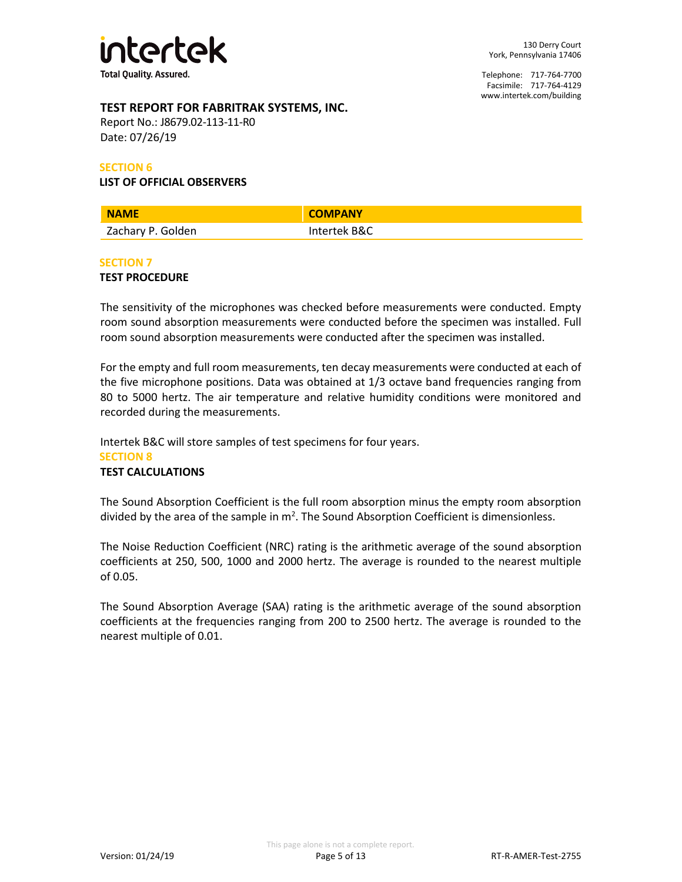**TEST REPORT FOR FABRITRAK SYSTEMS, INC.**
Report No.: J8679.02-113-11-R0
Date: 07/26/19

## SECTION 6
### LIST OF OFFICIAL OBSERVERS

| NAME | COMPANY |
|---|---|
| Zachary P. Golden | Intertek B&C |

## SECTION 7
### TEST PROCEDURE

The sensitivity of the microphones was checked before measurements were conducted. Empty room sound absorption measurements were conducted before the specimen was installed. Full room sound absorption measurements were conducted after the specimen was installed.

For the empty and full room measurements, ten decay measurements were conducted at each of the five microphone positions. Data was obtained at 1/3 octave band frequencies ranging from 80 to 5000 hertz. The air temperature and relative humidity conditions were monitored and recorded during the measurements.

Intertek B&C will store samples of test specimens for four years.

## SECTION 8
### TEST CALCULATIONS

The Sound Absorption Coefficient is the full room absorption minus the empty room absorption divided by the area of the sample in $m^2$. The Sound Absorption Coefficient is dimensionless.

The Noise Reduction Coefficient (NRC) rating is the arithmetic average of the sound absorption coefficients at 250, 500, 1000 and 2000 hertz. The average is rounded to the nearest multiple of 0.05.

The Sound Absorption Average (SAA) rating is the arithmetic average of the sound absorption coefficients at the frequencies ranging from 200 to 2500 hertz. The average is rounded to the nearest multiple of 0.01.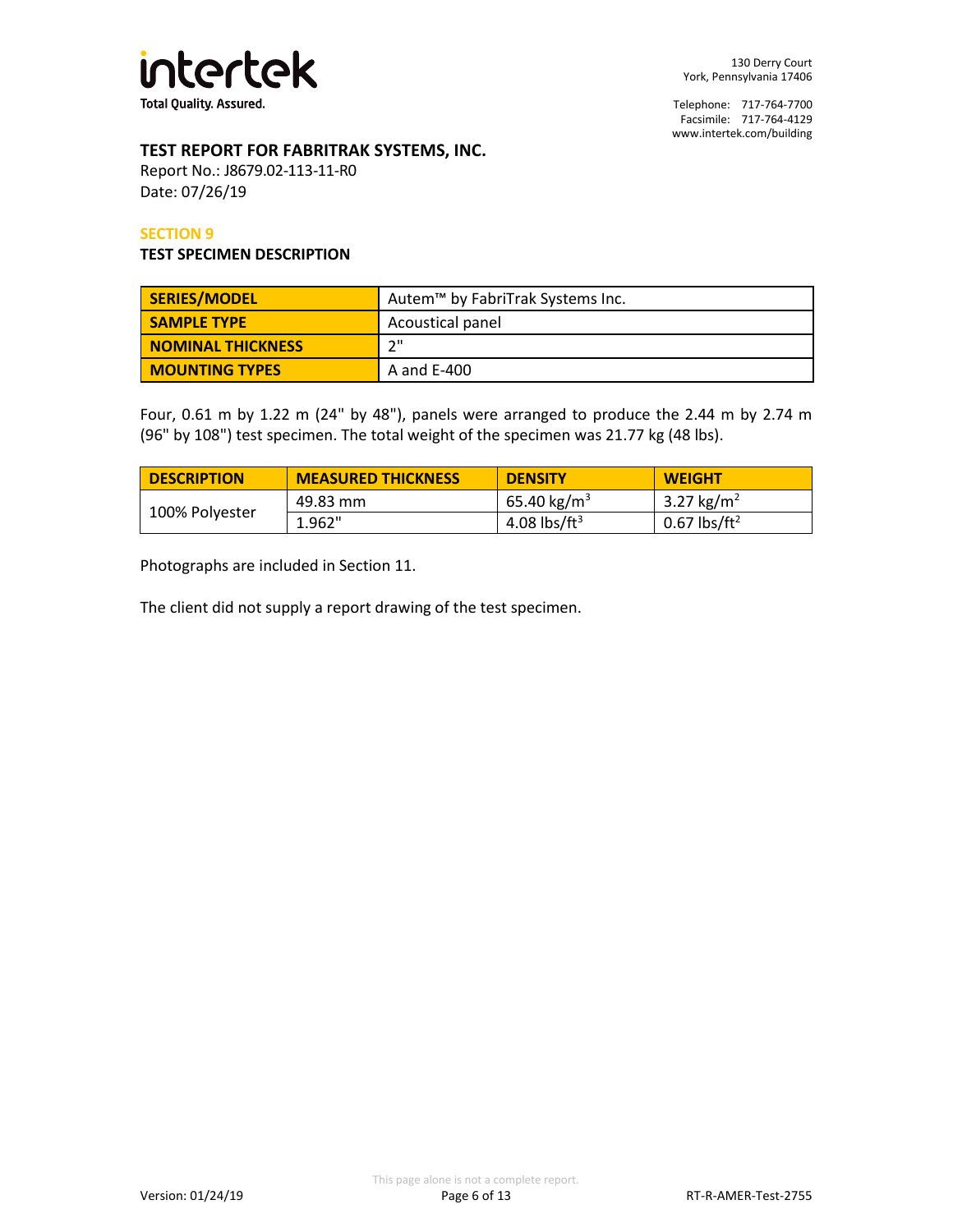# TEST REPORT FOR FABRITRAK SYSTEMS, INC.

Report No.: J8679.02-113-11-R0
Date: 07/26/19

## SECTION 9

### TEST SPECIMEN DESCRIPTION

| SERIES/MODEL | Autem™ by FabriTrak Systems Inc. |
|---|---|
| SAMPLE TYPE | Acoustical panel |
| NOMINAL THICKNESS | 2" |
| MOUNTING TYPES | A and E-400 |

Four, 0.61 m by 1.22 m (24" by 48"), panels were arranged to produce the 2.44 m by 2.74 m (96" by 108") test specimen. The total weight of the specimen was 21.77 kg (48 lbs).

| DESCRIPTION | MEASURED THICKNESS | DENSITY | WEIGHT |
|---|---|---|---|
| 100% Polyester | 49.83 mm | 65.40 $kg/m^3$ | 3.27 $kg/m^2$ |
| | 1.962" | 4.08 $lbs/ft^3$ | 0.67 $lbs/ft^2$ |

Photographs are included in Section 11.

The client did not supply a report drawing of the test specimen.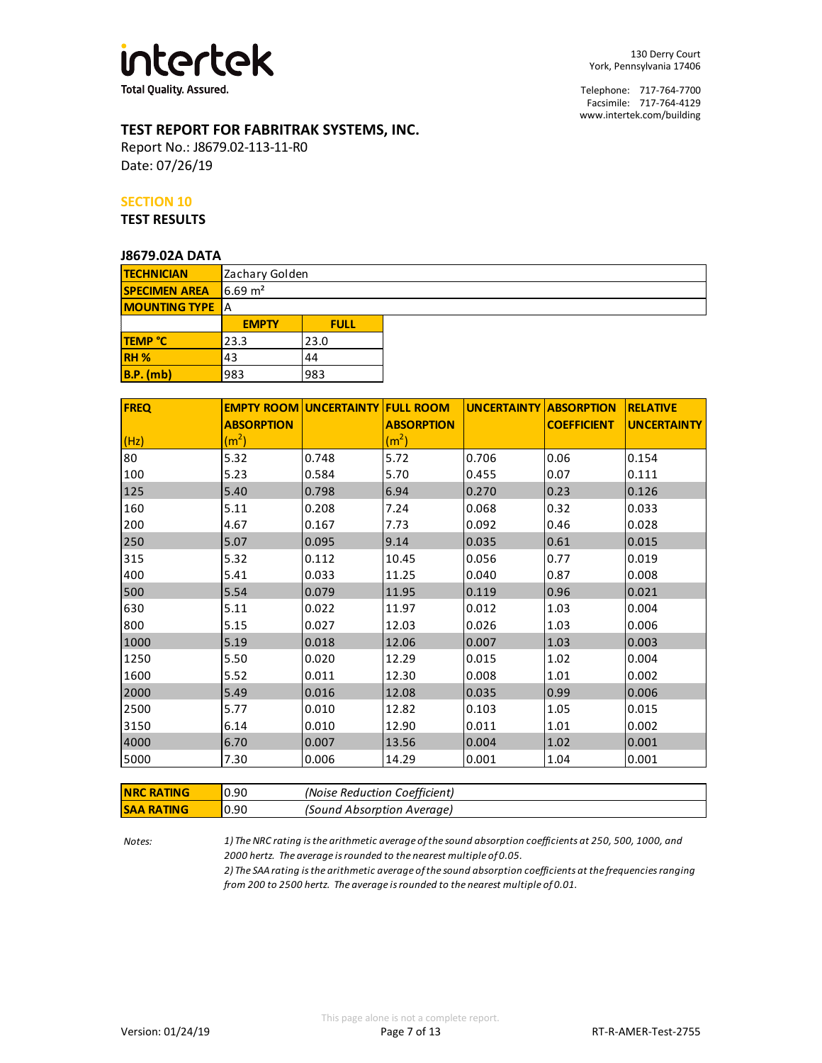intertek

Total Quality. Assured.

130 Derry Court
York, Pennsylvania 17406

Telephone: 717-764-7700
Facsimile: 717-764-4129
www.intertek.com/building

## TEST REPORT FOR FABRITRAK SYSTEMS, INC.

Report No.: J8679.02-113-11-R0
Date: 07/26/19

### SECTION 10

### TEST RESULTS

#### J8679.02A DATA

| TECHNICIAN | Zachary Golden | |
|---|---|---|
| SPECIMEN AREA | 6.69 m² | |
| MOUNTING TYPE | A | |
| | EMPTY | FULL |
| TEMP °C | 23.3 | 23.0 |
| RH % | 43 | 44 |
| B.P. (mb) | 983 | 983 |

| FREQ (Hz) | EMPTY ROOM ABSORPTION (m²) | UNCERTAINTY | FULL ROOM ABSORPTION (m²) | UNCERTAINTY | ABSORPTION COEFFICIENT | RELATIVE UNCERTAINTY |
|---|---|---|---|---|---|---|
| 80 | 5.32 | 0.748 | 5.72 | 0.706 | 0.06 | 0.154 |
| 100 | 5.23 | 0.584 | 5.70 | 0.455 | 0.07 | 0.111 |
| 125 | 5.40 | 0.798 | 6.94 | 0.270 | 0.23 | 0.126 |
| 160 | 5.11 | 0.208 | 7.24 | 0.068 | 0.32 | 0.033 |
| 200 | 4.67 | 0.167 | 7.73 | 0.092 | 0.46 | 0.028 |
| 250 | 5.07 | 0.095 | 9.14 | 0.035 | 0.61 | 0.015 |
| 315 | 5.32 | 0.112 | 10.45 | 0.056 | 0.77 | 0.019 |
| 400 | 5.41 | 0.033 | 11.25 | 0.040 | 0.87 | 0.008 |
| 500 | 5.54 | 0.079 | 11.95 | 0.119 | 0.96 | 0.021 |
| 630 | 5.11 | 0.022 | 11.97 | 0.012 | 1.03 | 0.004 |
| 800 | 5.15 | 0.027 | 12.03 | 0.026 | 1.03 | 0.006 |
| 1000 | 5.19 | 0.018 | 12.06 | 0.007 | 1.03 | 0.003 |
| 1250 | 5.50 | 0.020 | 12.29 | 0.015 | 1.02 | 0.004 |
| 1600 | 5.52 | 0.011 | 12.30 | 0.008 | 1.01 | 0.002 |
| 2000 | 5.49 | 0.016 | 12.08 | 0.035 | 0.99 | 0.006 |
| 2500 | 5.77 | 0.010 | 12.82 | 0.103 | 1.05 | 0.015 |
| 3150 | 6.14 | 0.010 | 12.90 | 0.011 | 1.01 | 0.002 |
| 4000 | 6.70 | 0.007 | 13.56 | 0.004 | 1.02 | 0.001 |
| 5000 | 7.30 | 0.006 | 14.29 | 0.001 | 1.04 | 0.001 |

| NRC RATING | 0.90 | *(Noise Reduction Coefficient)* |
|---|---|---|
| SAA RATING | 0.90 | *(Sound Absorption Average)* |

*Notes:*

*1) The NRC rating is the arithmetic average of the sound absorption coefficients at 250, 500, 1000, and 2000 hertz. The average is rounded to the nearest multiple of 0.05.*

*2) The SAA rating is the arithmetic average of the sound absorption coefficients at the frequencies ranging from 200 to 2500 hertz. The average is rounded to the nearest multiple of 0.01.*

This page alone is not a complete report.

Version: 01/24/19 RT-R-AMER-Test-2755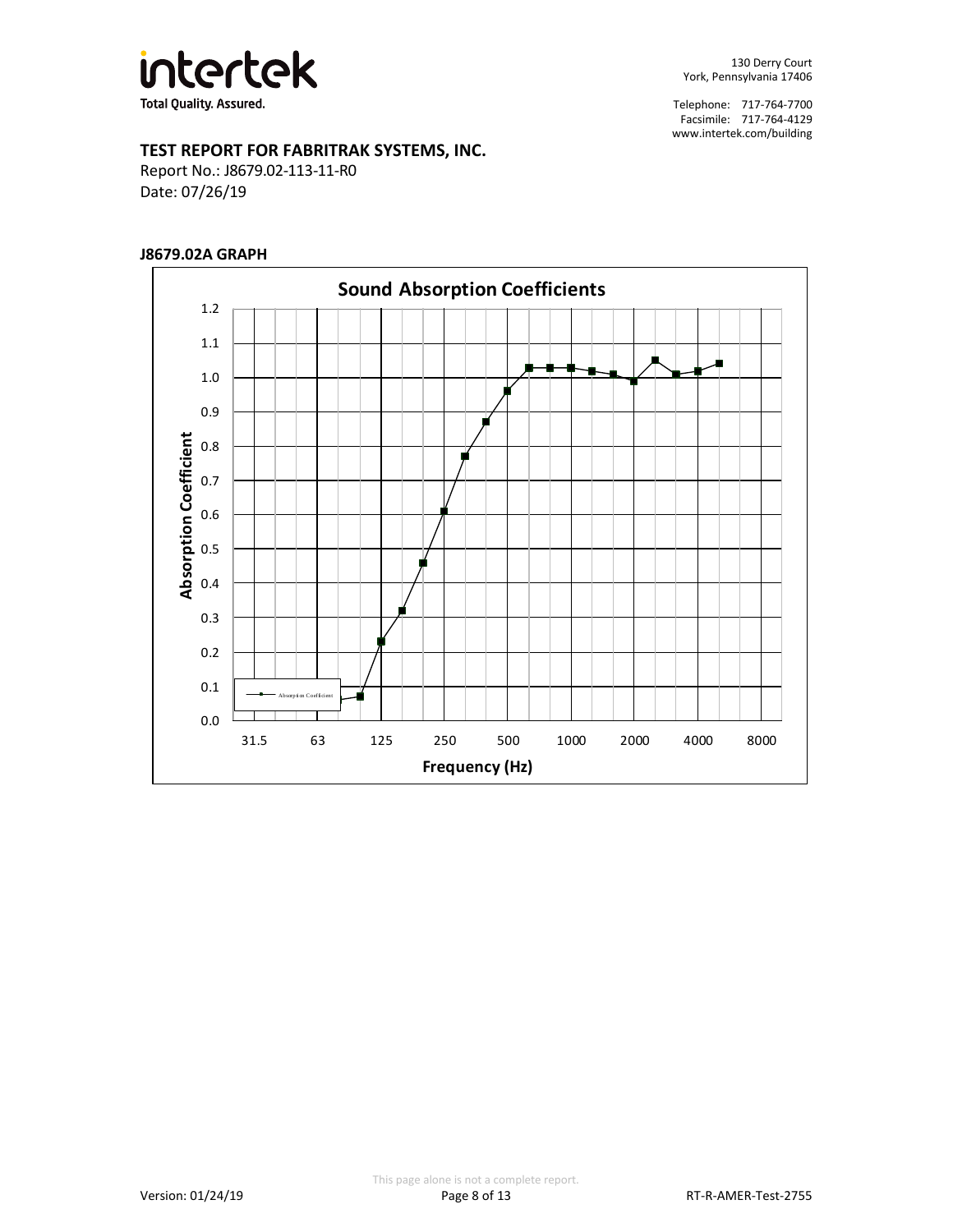**TEST REPORT FOR FABRITRAK SYSTEMS, INC.**

Report No.: J8679.02-113-11-R0

Date: 07/26/19

**J8679.02A GRAPH**

**Sound Absorption Coefficients**

Absorption Coefficient vs. Frequency (Hz)

Y-axis: Absorption Coefficient (0.0 – 1.2)

X-axis: Frequency (Hz): 31.5, 63, 125, 250, 500, 1000, 2000, 4000, 8000

Legend: Absorption Coefficient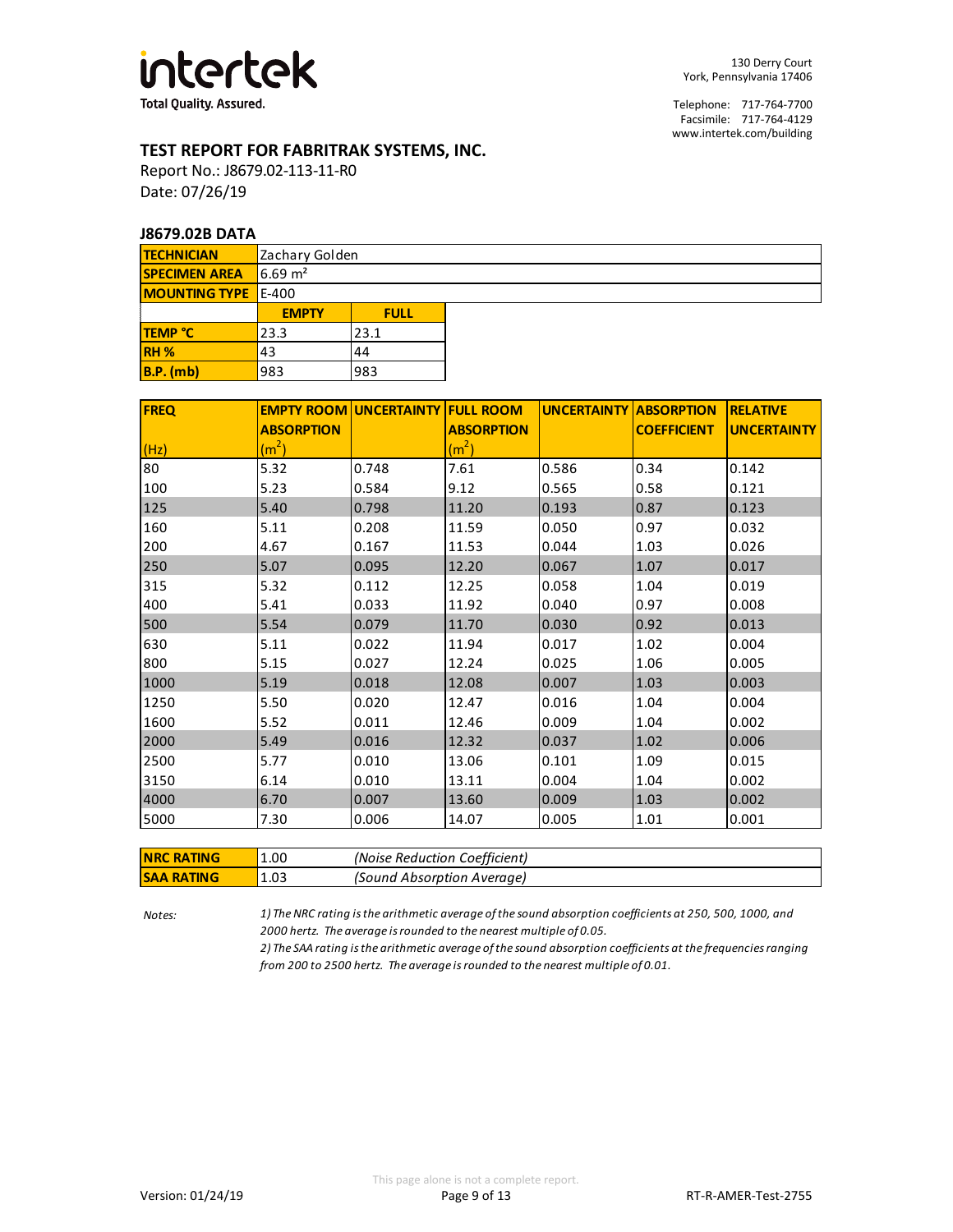intertek

Total Quality. Assured.

130 Derry Court
York, Pennsylvania 17406

Telephone: 717-764-7700
Facsimile: 717-764-4129
www.intertek.com/building

## TEST REPORT FOR FABRITRAK SYSTEMS, INC.

Report No.: J8679.02-113-11-R0
Date: 07/26/19

### J8679.02B DATA

| TECHNICIAN | Zachary Golden |
|---|---|
| SPECIMEN AREA | 6.69 $m^2$ |
| MOUNTING TYPE | E-400 |

| | EMPTY | FULL |
|---|---|---|
| TEMP °C | 23.3 | 23.1 |
| RH % | 43 | 44 |
| B.P. (mb) | 983 | 983 |

| FREQ (Hz) | EMPTY ROOM ABSORPTION ($m^2$) | UNCERTAINTY | FULL ROOM ABSORPTION ($m^2$) | UNCERTAINTY | ABSORPTION COEFFICIENT | RELATIVE UNCERTAINTY |
|---|---|---|---|---|---|---|
| 80 | 5.32 | 0.748 | 7.61 | 0.586 | 0.34 | 0.142 |
| 100 | 5.23 | 0.584 | 9.12 | 0.565 | 0.58 | 0.121 |
| 125 | 5.40 | 0.798 | 11.20 | 0.193 | 0.87 | 0.123 |
| 160 | 5.11 | 0.208 | 11.59 | 0.050 | 0.97 | 0.032 |
| 200 | 4.67 | 0.167 | 11.53 | 0.044 | 1.03 | 0.026 |
| 250 | 5.07 | 0.095 | 12.20 | 0.067 | 1.07 | 0.017 |
| 315 | 5.32 | 0.112 | 12.25 | 0.058 | 1.04 | 0.019 |
| 400 | 5.41 | 0.033 | 11.92 | 0.040 | 0.97 | 0.008 |
| 500 | 5.54 | 0.079 | 11.70 | 0.030 | 0.92 | 0.013 |
| 630 | 5.11 | 0.022 | 11.94 | 0.017 | 1.02 | 0.004 |
| 800 | 5.15 | 0.027 | 12.24 | 0.025 | 1.06 | 0.005 |
| 1000 | 5.19 | 0.018 | 12.08 | 0.007 | 1.03 | 0.003 |
| 1250 | 5.50 | 0.020 | 12.47 | 0.016 | 1.04 | 0.004 |
| 1600 | 5.52 | 0.011 | 12.46 | 0.009 | 1.04 | 0.002 |
| 2000 | 5.49 | 0.016 | 12.32 | 0.037 | 1.02 | 0.006 |
| 2500 | 5.77 | 0.010 | 13.06 | 0.101 | 1.09 | 0.015 |
| 3150 | 6.14 | 0.010 | 13.11 | 0.004 | 1.04 | 0.002 |
| 4000 | 6.70 | 0.007 | 13.60 | 0.009 | 1.03 | 0.002 |
| 5000 | 7.30 | 0.006 | 14.07 | 0.005 | 1.01 | 0.001 |

| NRC RATING | 1.00 | *(Noise Reduction Coefficient)* |
|---|---|---|
| SAA RATING | 1.03 | *(Sound Absorption Average)* |

*Notes:*

*1) The NRC rating is the arithmetic average of the sound absorption coefficients at 250, 500, 1000, and 2000 hertz. The average is rounded to the nearest multiple of 0.05.*

*2) The SAA rating is the arithmetic average of the sound absorption coefficients at the frequencies ranging from 200 to 2500 hertz. The average is rounded to the nearest multiple of 0.01.*

This page alone is not a complete report.

Version: 01/24/19

RT-R-AMER-Test-2755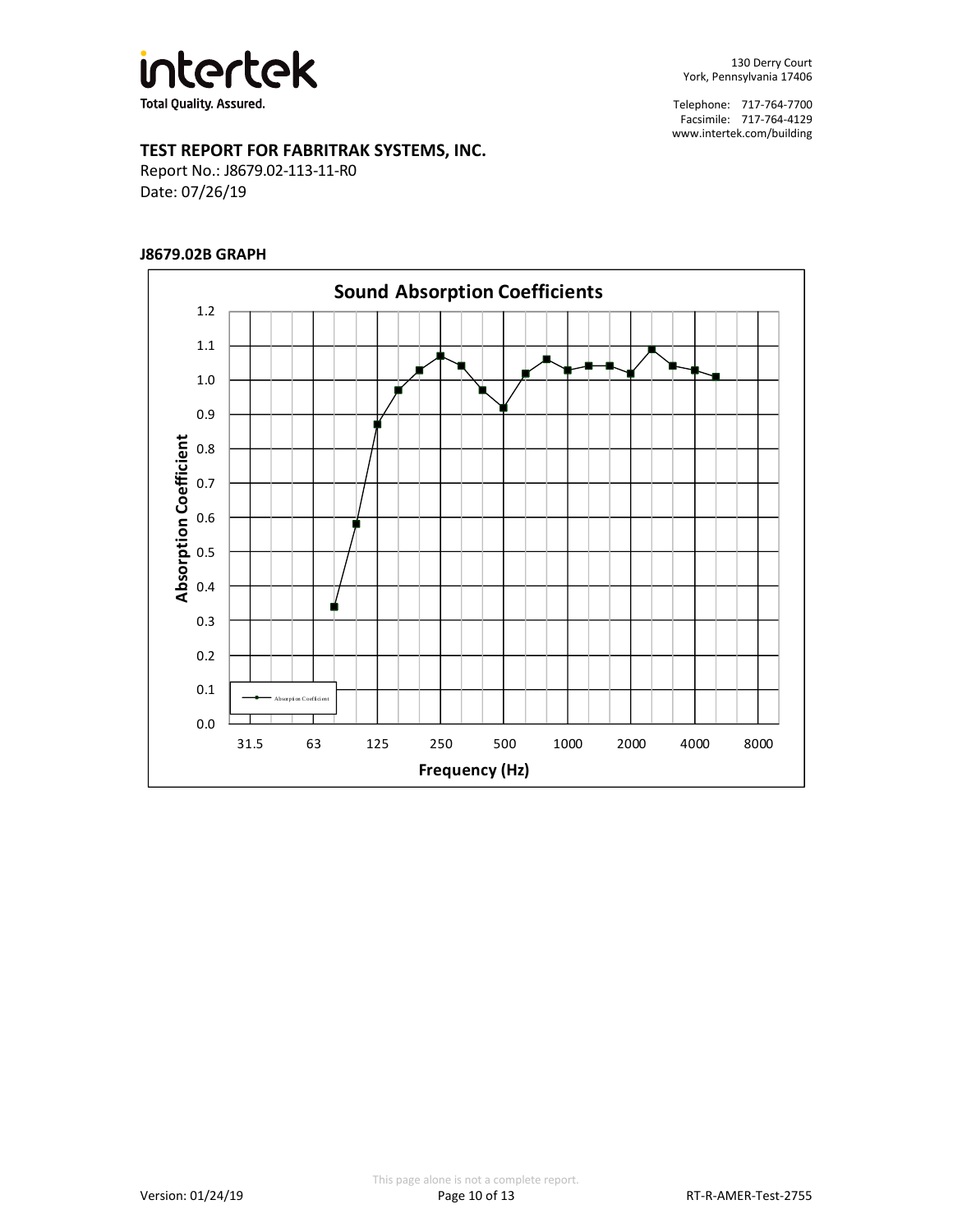**TEST REPORT FOR FABRITRAK SYSTEMS, INC.**

Report No.: J8679.02-113-11-R0

Date: 07/26/19

**J8679.02B GRAPH**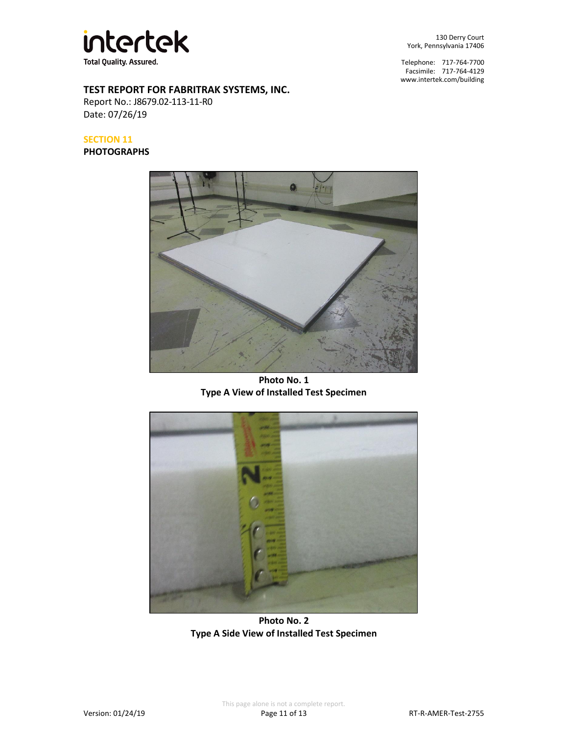**TEST REPORT FOR FABRITRAK SYSTEMS, INC.**
Report No.: J8679.02-113-11-R0
Date: 07/26/19

## SECTION 11
**PHOTOGRAPHS**

**Photo No. 1**
**Type A View of Installed Test Specimen**

**Photo No. 2**
**Type A Side View of Installed Test Specimen**

This page alone is not a complete report.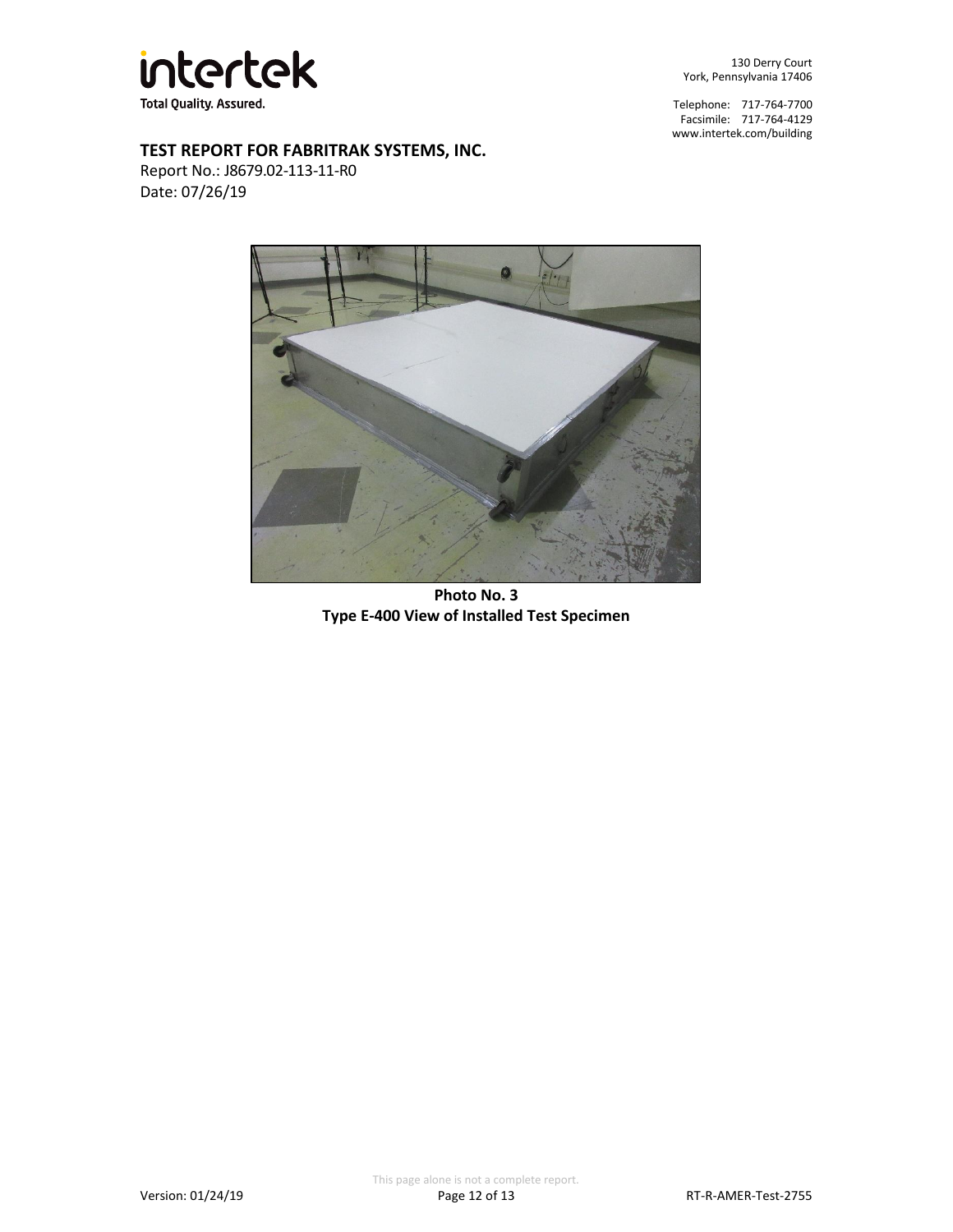**TEST REPORT FOR FABRITRAK SYSTEMS, INC.**

Report No.: J8679.02-113-11-R0

Date: 07/26/19

**Photo No. 3**

**Type E-400 View of Installed Test Specimen**

This page alone is not a complete report.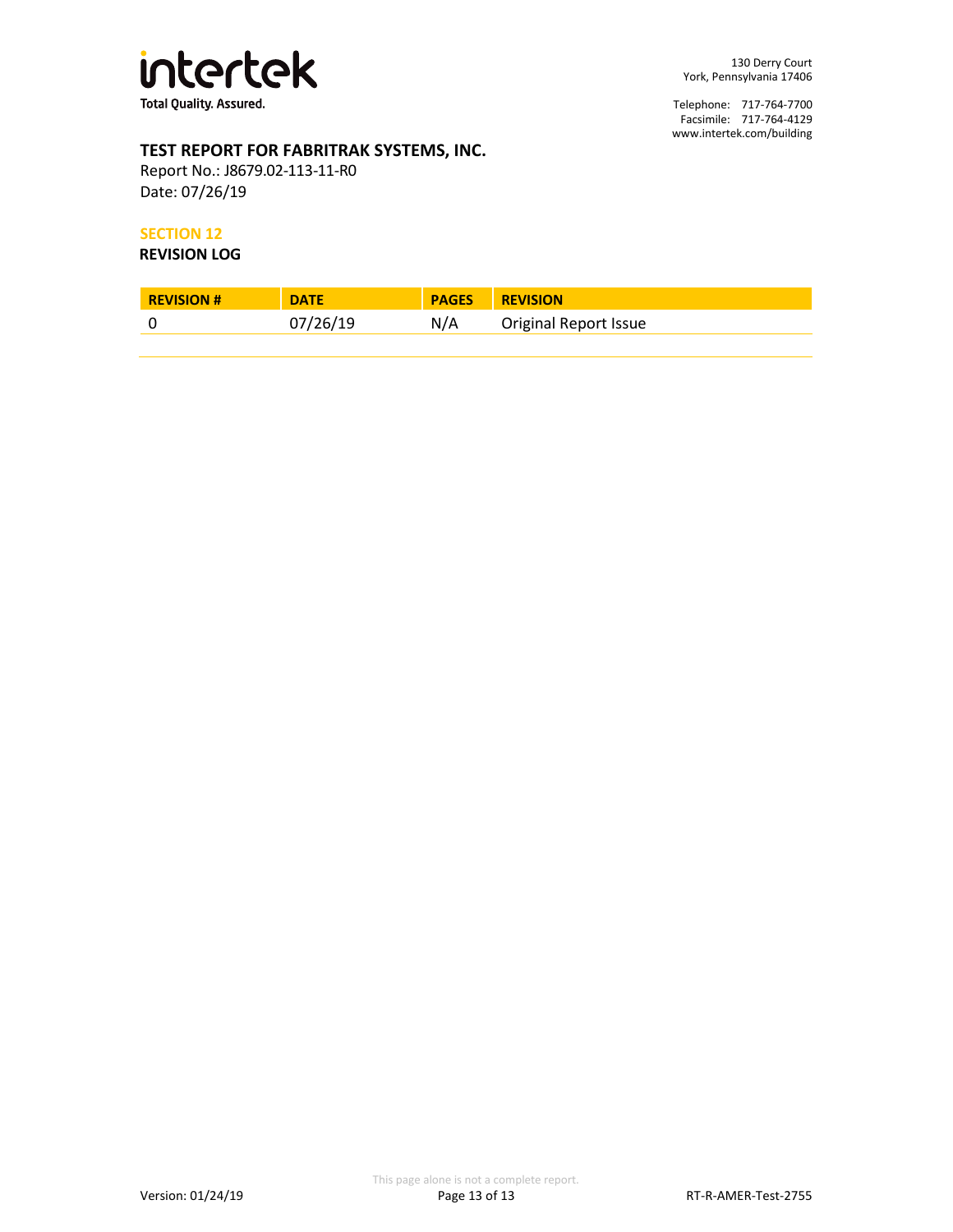## SECTION 12

### REVISION LOG

| REVISION # | DATE | PAGES | REVISION |
|---|---|---|---|
| 0 | 07/26/19 | N/A | Original Report Issue |